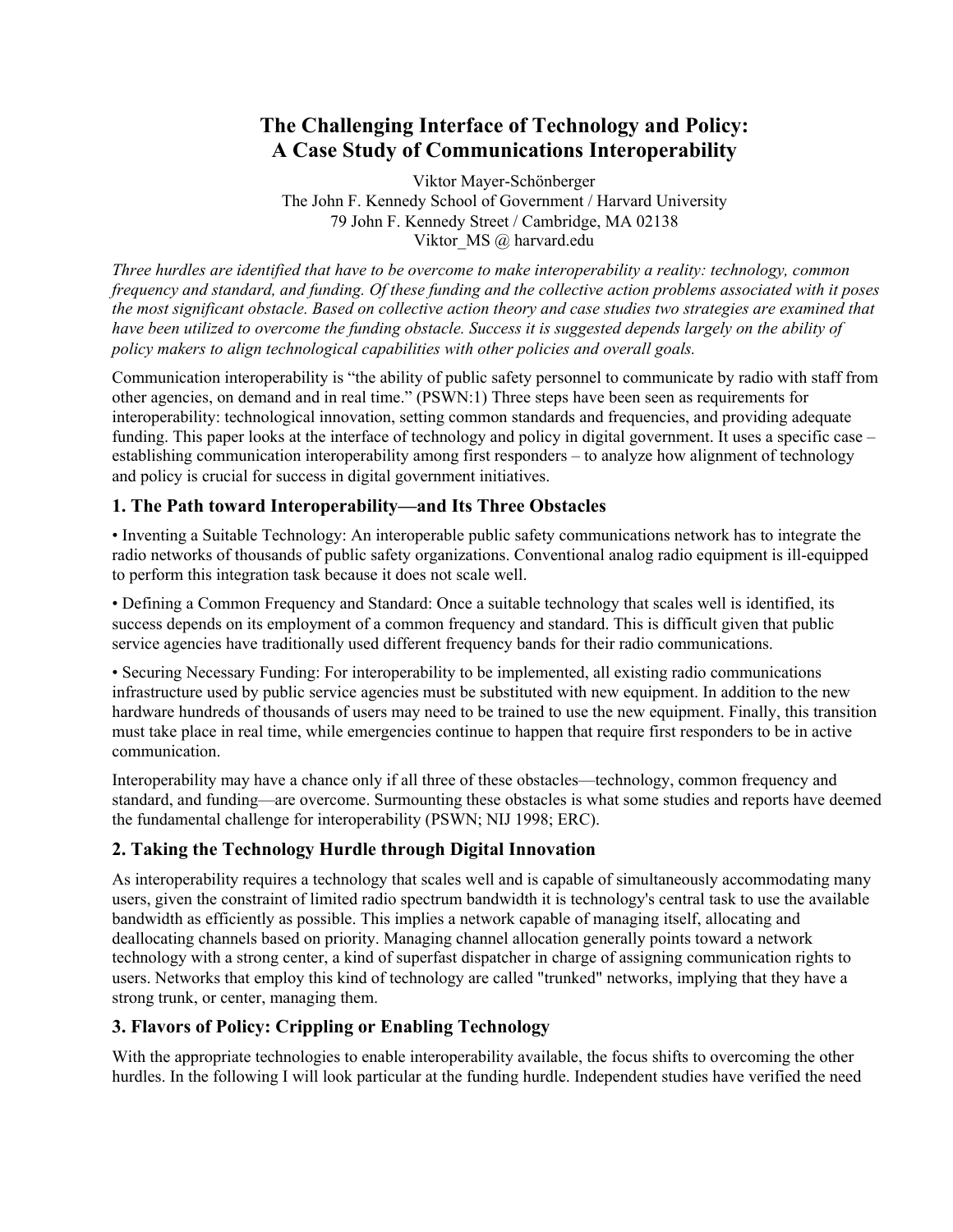# The Challenging Interface of Technology and Policy: A Case Study of Communications Interoperability

Viktor Mayer-Schönberger
The John F. Kennedy School of Government / Harvard University
79 John F. Kennedy Street / Cambridge, MA 02138
Viktor_MS @ harvard.edu

*Three hurdles are identified that have to be overcome to make interoperability a reality: technology, common frequency and standard, and funding. Of these funding and the collective action problems associated with it poses the most significant obstacle. Based on collective action theory and case studies two strategies are examined that have been utilized to overcome the funding obstacle. Success it is suggested depends largely on the ability of policy makers to align technological capabilities with other policies and overall goals.*

Communication interoperability is "the ability of public safety personnel to communicate by radio with staff from other agencies, on demand and in real time." (PSWN:1) Three steps have been seen as requirements for interoperability: technological innovation, setting common standards and frequencies, and providing adequate funding. This paper looks at the interface of technology and policy in digital government. It uses a specific case – establishing communication interoperability among first responders – to analyze how alignment of technology and policy is crucial for success in digital government initiatives.

## 1. The Path toward Interoperability—and Its Three Obstacles

- Inventing a Suitable Technology: An interoperable public safety communications network has to integrate the radio networks of thousands of public safety organizations. Conventional analog radio equipment is ill-equipped to perform this integration task because it does not scale well.
- Defining a Common Frequency and Standard: Once a suitable technology that scales well is identified, its success depends on its employment of a common frequency and standard. This is difficult given that public service agencies have traditionally used different frequency bands for their radio communications.
- Securing Necessary Funding: For interoperability to be implemented, all existing radio communications infrastructure used by public service agencies must be substituted with new equipment. In addition to the new hardware hundreds of thousands of users may need to be trained to use the new equipment. Finally, this transition must take place in real time, while emergencies continue to happen that require first responders to be in active communication.

Interoperability may have a chance only if all three of these obstacles—technology, common frequency and standard, and funding—are overcome. Surmounting these obstacles is what some studies and reports have deemed the fundamental challenge for interoperability (PSWN; NIJ 1998; ERC).

## 2. Taking the Technology Hurdle through Digital Innovation

As interoperability requires a technology that scales well and is capable of simultaneously accommodating many users, given the constraint of limited radio spectrum bandwidth it is technology's central task to use the available bandwidth as efficiently as possible. This implies a network capable of managing itself, allocating and deallocating channels based on priority. Managing channel allocation generally points toward a network technology with a strong center, a kind of superfast dispatcher in charge of assigning communication rights to users. Networks that employ this kind of technology are called "trunked" networks, implying that they have a strong trunk, or center, managing them.

## 3. Flavors of Policy: Crippling or Enabling Technology

With the appropriate technologies to enable interoperability available, the focus shifts to overcoming the other hurdles. In the following I will look particular at the funding hurdle. Independent studies have verified the need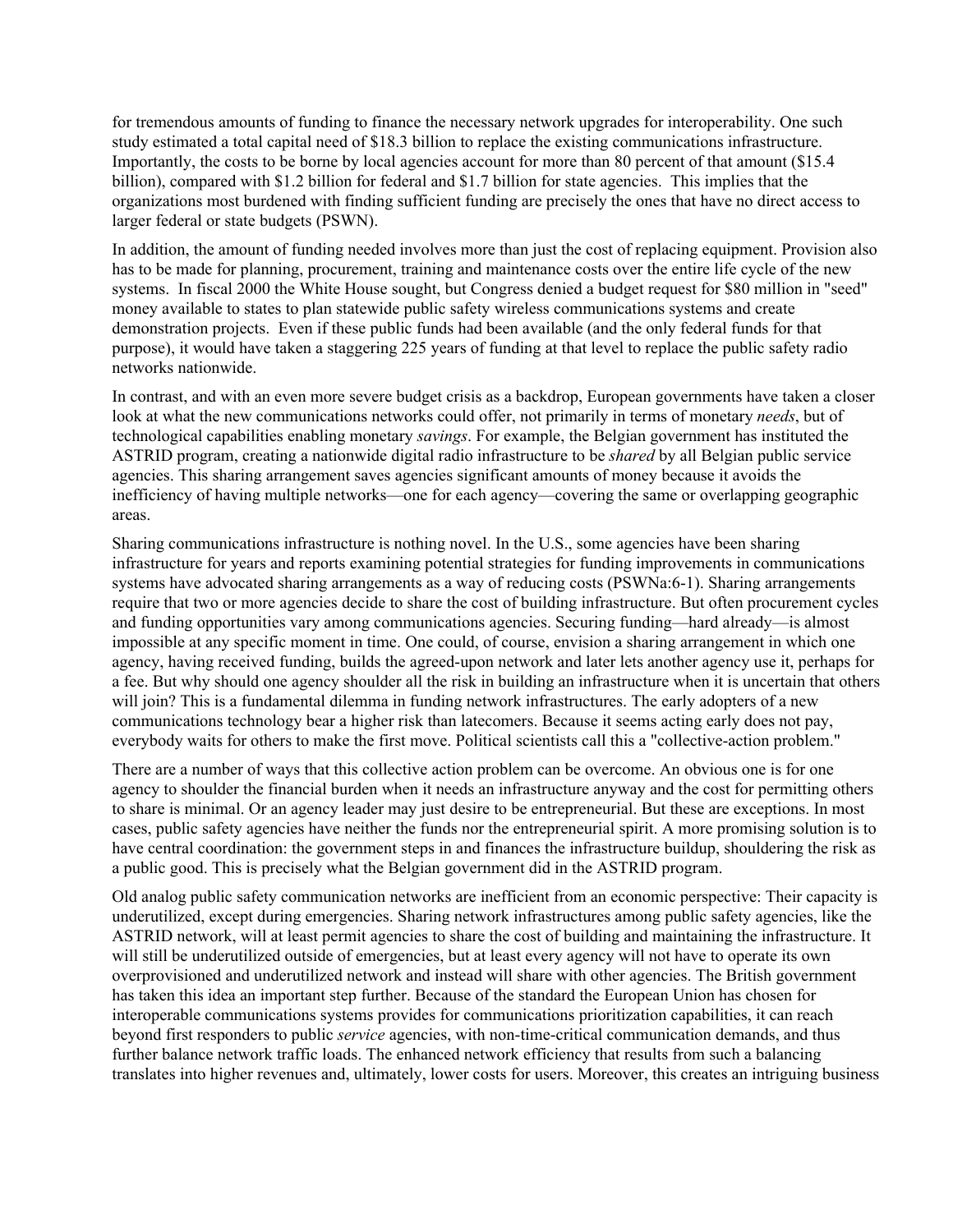for tremendous amounts of funding to finance the necessary network upgrades for interoperability. One such study estimated a total capital need of $18.3 billion to replace the existing communications infrastructure. Importantly, the costs to be borne by local agencies account for more than 80 percent of that amount ($15.4 billion), compared with $1.2 billion for federal and $1.7 billion for state agencies. This implies that the organizations most burdened with finding sufficient funding are precisely the ones that have no direct access to larger federal or state budgets (PSWN).

In addition, the amount of funding needed involves more than just the cost of replacing equipment. Provision also has to be made for planning, procurement, training and maintenance costs over the entire life cycle of the new systems. In fiscal 2000 the White House sought, but Congress denied a budget request for $80 million in "seed" money available to states to plan statewide public safety wireless communications systems and create demonstration projects. Even if these public funds had been available (and the only federal funds for that purpose), it would have taken a staggering 225 years of funding at that level to replace the public safety radio networks nationwide.

In contrast, and with an even more severe budget crisis as a backdrop, European governments have taken a closer look at what the new communications networks could offer, not primarily in terms of monetary *needs*, but of technological capabilities enabling monetary *savings*. For example, the Belgian government has instituted the ASTRID program, creating a nationwide digital radio infrastructure to be *shared* by all Belgian public service agencies. This sharing arrangement saves agencies significant amounts of money because it avoids the inefficiency of having multiple networks—one for each agency—covering the same or overlapping geographic areas.

Sharing communications infrastructure is nothing novel. In the U.S., some agencies have been sharing infrastructure for years and reports examining potential strategies for funding improvements in communications systems have advocated sharing arrangements as a way of reducing costs (PSWNa:6-1). Sharing arrangements require that two or more agencies decide to share the cost of building infrastructure. But often procurement cycles and funding opportunities vary among communications agencies. Securing funding—hard already—is almost impossible at any specific moment in time. One could, of course, envision a sharing arrangement in which one agency, having received funding, builds the agreed-upon network and later lets another agency use it, perhaps for a fee. But why should one agency shoulder all the risk in building an infrastructure when it is uncertain that others will join? This is a fundamental dilemma in funding network infrastructures. The early adopters of a new communications technology bear a higher risk than latecomers. Because it seems acting early does not pay, everybody waits for others to make the first move. Political scientists call this a "collective-action problem."

There are a number of ways that this collective action problem can be overcome. An obvious one is for one agency to shoulder the financial burden when it needs an infrastructure anyway and the cost for permitting others to share is minimal. Or an agency leader may just desire to be entrepreneurial. But these are exceptions. In most cases, public safety agencies have neither the funds nor the entrepreneurial spirit. A more promising solution is to have central coordination: the government steps in and finances the infrastructure buildup, shouldering the risk as a public good. This is precisely what the Belgian government did in the ASTRID program.

Old analog public safety communication networks are inefficient from an economic perspective: Their capacity is underutilized, except during emergencies. Sharing network infrastructures among public safety agencies, like the ASTRID network, will at least permit agencies to share the cost of building and maintaining the infrastructure. It will still be underutilized outside of emergencies, but at least every agency will not have to operate its own overprovisioned and underutilized network and instead will share with other agencies. The British government has taken this idea an important step further. Because of the standard the European Union has chosen for interoperable communications systems provides for communications prioritization capabilities, it can reach beyond first responders to public *service* agencies, with non-time-critical communication demands, and thus further balance network traffic loads. The enhanced network efficiency that results from such a balancing translates into higher revenues and, ultimately, lower costs for users. Moreover, this creates an intriguing business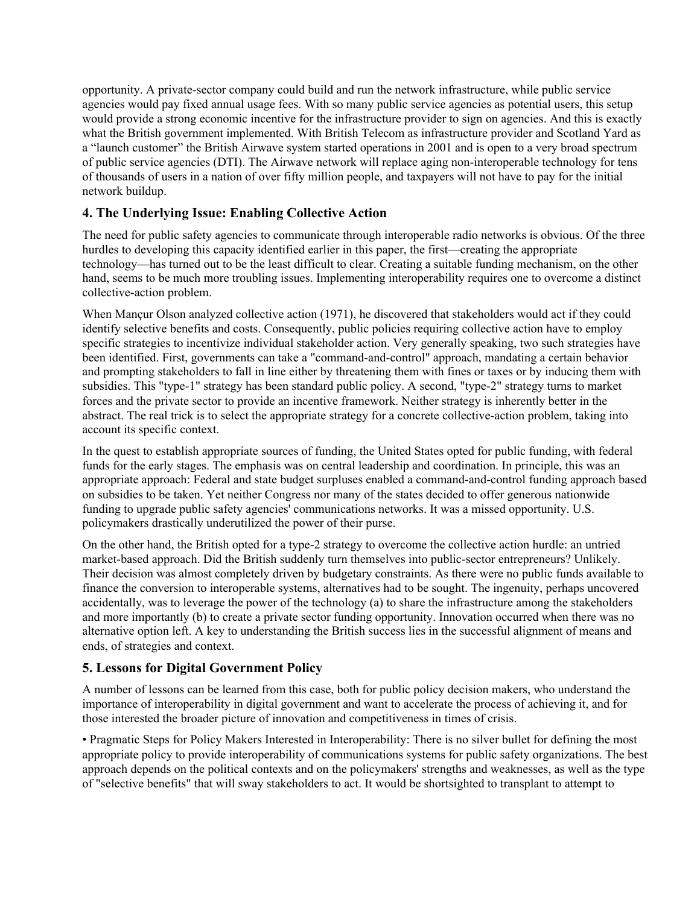opportunity. A private-sector company could build and run the network infrastructure, while public service agencies would pay fixed annual usage fees. With so many public service agencies as potential users, this setup would provide a strong economic incentive for the infrastructure provider to sign on agencies. And this is exactly what the British government implemented. With British Telecom as infrastructure provider and Scotland Yard as a "launch customer" the British Airwave system started operations in 2001 and is open to a very broad spectrum of public service agencies (DTI). The Airwave network will replace aging non-interoperable technology for tens of thousands of users in a nation of over fifty million people, and taxpayers will not have to pay for the initial network buildup.

## 4. The Underlying Issue: Enabling Collective Action

The need for public safety agencies to communicate through interoperable radio networks is obvious. Of the three hurdles to developing this capacity identified earlier in this paper, the first—creating the appropriate technology—has turned out to be the least difficult to clear. Creating a suitable funding mechanism, on the other hand, seems to be much more troubling issues. Implementing interoperability requires one to overcome a distinct collective-action problem.

When Mançur Olson analyzed collective action (1971), he discovered that stakeholders would act if they could identify selective benefits and costs. Consequently, public policies requiring collective action have to employ specific strategies to incentivize individual stakeholder action. Very generally speaking, two such strategies have been identified. First, governments can take a "command-and-control" approach, mandating a certain behavior and prompting stakeholders to fall in line either by threatening them with fines or taxes or by inducing them with subsidies. This "type-1" strategy has been standard public policy. A second, "type-2" strategy turns to market forces and the private sector to provide an incentive framework. Neither strategy is inherently better in the abstract. The real trick is to select the appropriate strategy for a concrete collective-action problem, taking into account its specific context.

In the quest to establish appropriate sources of funding, the United States opted for public funding, with federal funds for the early stages. The emphasis was on central leadership and coordination. In principle, this was an appropriate approach: Federal and state budget surpluses enabled a command-and-control funding approach based on subsidies to be taken. Yet neither Congress nor many of the states decided to offer generous nationwide funding to upgrade public safety agencies' communications networks. It was a missed opportunity. U.S. policymakers drastically underutilized the power of their purse.

On the other hand, the British opted for a type-2 strategy to overcome the collective action hurdle: an untried market-based approach. Did the British suddenly turn themselves into public-sector entrepreneurs? Unlikely. Their decision was almost completely driven by budgetary constraints. As there were no public funds available to finance the conversion to interoperable systems, alternatives had to be sought. The ingenuity, perhaps uncovered accidentally, was to leverage the power of the technology (a) to share the infrastructure among the stakeholders and more importantly (b) to create a private sector funding opportunity. Innovation occurred when there was no alternative option left. A key to understanding the British success lies in the successful alignment of means and ends, of strategies and context.

## 5. Lessons for Digital Government Policy

A number of lessons can be learned from this case, both for public policy decision makers, who understand the importance of interoperability in digital government and want to accelerate the process of achieving it, and for those interested the broader picture of innovation and competitiveness in times of crisis.

• Pragmatic Steps for Policy Makers Interested in Interoperability: There is no silver bullet for defining the most appropriate policy to provide interoperability of communications systems for public safety organizations. The best approach depends on the political contexts and on the policymakers' strengths and weaknesses, as well as the type of "selective benefits" that will sway stakeholders to act. It would be shortsighted to transplant to attempt to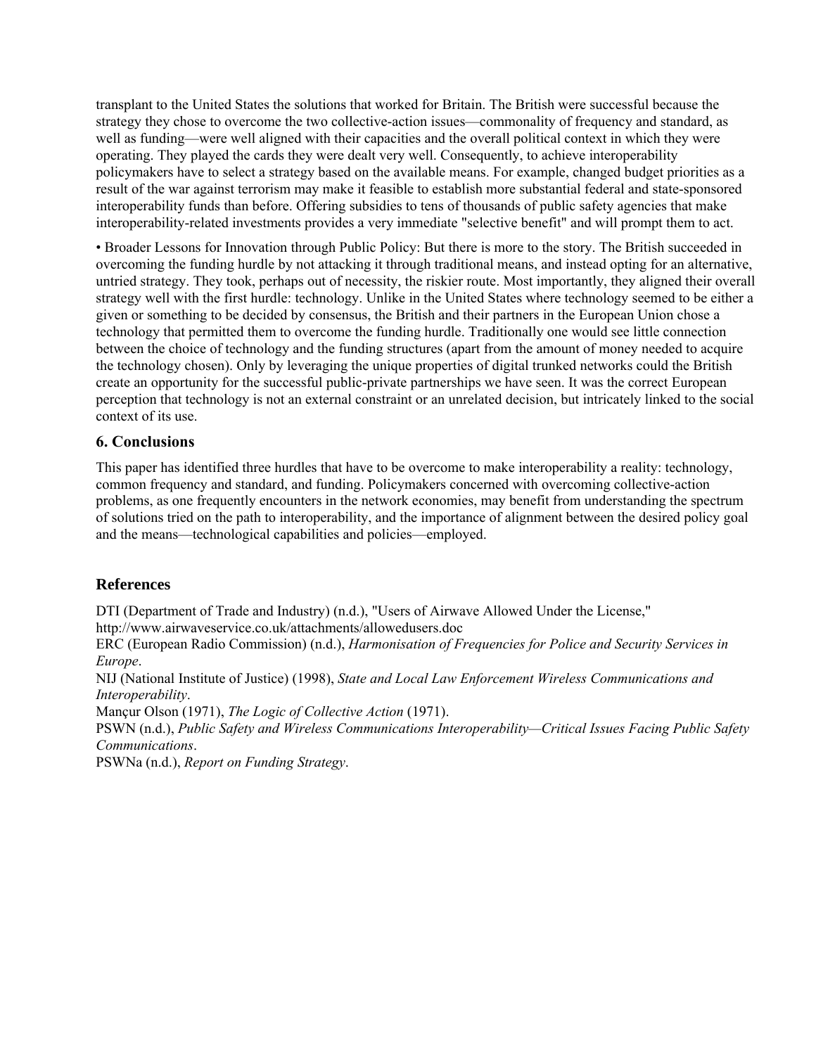transplant to the United States the solutions that worked for Britain. The British were successful because the strategy they chose to overcome the two collective-action issues—commonality of frequency and standard, as well as funding—were well aligned with their capacities and the overall political context in which they were operating. They played the cards they were dealt very well. Consequently, to achieve interoperability policymakers have to select a strategy based on the available means. For example, changed budget priorities as a result of the war against terrorism may make it feasible to establish more substantial federal and state-sponsored interoperability funds than before. Offering subsidies to tens of thousands of public safety agencies that make interoperability-related investments provides a very immediate "selective benefit" and will prompt them to act.

• Broader Lessons for Innovation through Public Policy: But there is more to the story. The British succeeded in overcoming the funding hurdle by not attacking it through traditional means, and instead opting for an alternative, untried strategy. They took, perhaps out of necessity, the riskier route. Most importantly, they aligned their overall strategy well with the first hurdle: technology. Unlike in the United States where technology seemed to be either a given or something to be decided by consensus, the British and their partners in the European Union chose a technology that permitted them to overcome the funding hurdle. Traditionally one would see little connection between the choice of technology and the funding structures (apart from the amount of money needed to acquire the technology chosen). Only by leveraging the unique properties of digital trunked networks could the British create an opportunity for the successful public-private partnerships we have seen. It was the correct European perception that technology is not an external constraint or an unrelated decision, but intricately linked to the social context of its use.

## 6. Conclusions

This paper has identified three hurdles that have to be overcome to make interoperability a reality: technology, common frequency and standard, and funding. Policymakers concerned with overcoming collective-action problems, as one frequently encounters in the network economies, may benefit from understanding the spectrum of solutions tried on the path to interoperability, and the importance of alignment between the desired policy goal and the means—technological capabilities and policies—employed.

## References

DTI (Department of Trade and Industry) (n.d.), "Users of Airwave Allowed Under the License," http://www.airwaveservice.co.uk/attachments/allowedusers.doc

ERC (European Radio Commission) (n.d.), *Harmonisation of Frequencies for Police and Security Services in Europe*.

NIJ (National Institute of Justice) (1998), *State and Local Law Enforcement Wireless Communications and Interoperability*.

Mançur Olson (1971), *The Logic of Collective Action* (1971).

PSWN (n.d.), *Public Safety and Wireless Communications Interoperability—Critical Issues Facing Public Safety Communications*.

PSWNa (n.d.), *Report on Funding Strategy*.